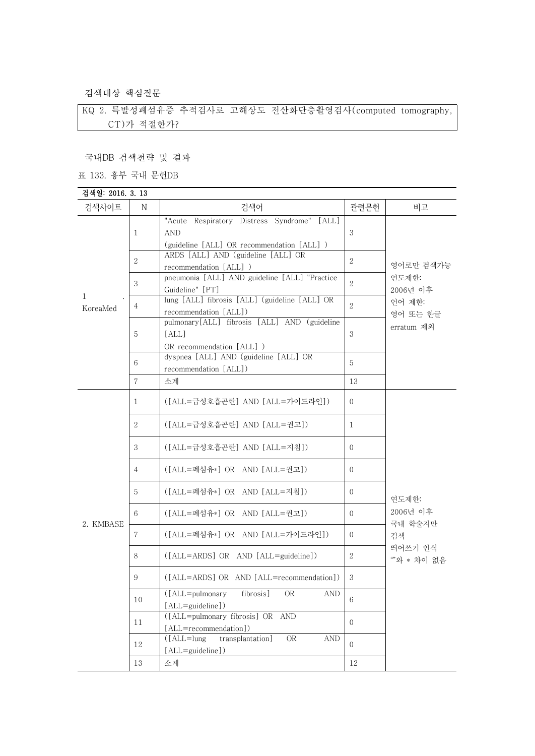검색대상 핵심질문

KQ 2. 특발성폐섬유증 추적검사로 고해상도 전산화단층촬영검사(computed tomography, CT)가 적절한가?

국내DB 검색전략 및 결과

표 133. 흉부 국내 문헌DB

검색일: 2016. 3. 13

| 검색사이트 | N | 검색어 | 관련문헌 | 비고 |
|---|---|---|---|---|
| 1. KoreaMed | 1 | "Acute Respiratory Distress Syndrome" [ALL] AND (guideline [ALL] OR recommendation [ALL] ) | 3 | 영어로만 검색가능<br>연도제한: 2006년 이후<br>언어 제한: 영어 또는 한글<br>erratum 제외 |
| | 2 | ARDS [ALL] AND (guideline [ALL] OR recommendation [ALL] ) | 2 | |
| | 3 | pneumonia [ALL] AND guideline [ALL] "Practice Guideline" [PT] | 2 | |
| | 4 | lung [ALL] fibrosis [ALL] (guideline [ALL] OR recommendation [ALL]) | 2 | |
| | 5 | pulmonary[ALL] fibrosis [ALL] AND (guideline [ALL] OR recommendation [ALL] ) | 3 | |
| | 6 | dyspnea [ALL] AND (guideline [ALL] OR recommendation [ALL]) | 5 | |
| | 7 | 소계 | 13 | |
| 2. KMBASE | 1 | ([ALL=급성호흡곤란] AND [ALL=가이드라인]) | 0 | 연도제한: 2006년 이후<br>국내 학술지만 검색<br>띄어쓰기 인식<br>""와 * 차이 없음 |
| | 2 | ([ALL=급성호흡곤란] AND [ALL=권고]) | 1 | |
| | 3 | ([ALL=급성호흡곤란] AND [ALL=지침]) | 0 | |
| | 4 | ([ALL=폐섬유*] OR AND [ALL=권고]) | 0 | |
| | 5 | ([ALL=폐섬유*] OR AND [ALL=지침]) | 0 | |
| | 6 | ([ALL=폐섬유*] OR AND [ALL=권고]) | 0 | |
| | 7 | ([ALL=폐섬유*] OR AND [ALL=가이드라인]) | 0 | |
| | 8 | ([ALL=ARDS] OR AND [ALL=guideline]) | 2 | |
| | 9 | ([ALL=ARDS] OR AND [ALL=recommendation]) | 3 | |
| | 10 | ([ALL=pulmonary fibrosis] OR AND [ALL=guideline]) | 6 | |
| | 11 | ([ALL=pulmonary fibrosis] OR AND [ALL=recommendation]) | 0 | |
| | 12 | ([ALL=lung transplantation] OR AND [ALL=guideline]) | 0 | |
| | 13 | 소계 | 12 | |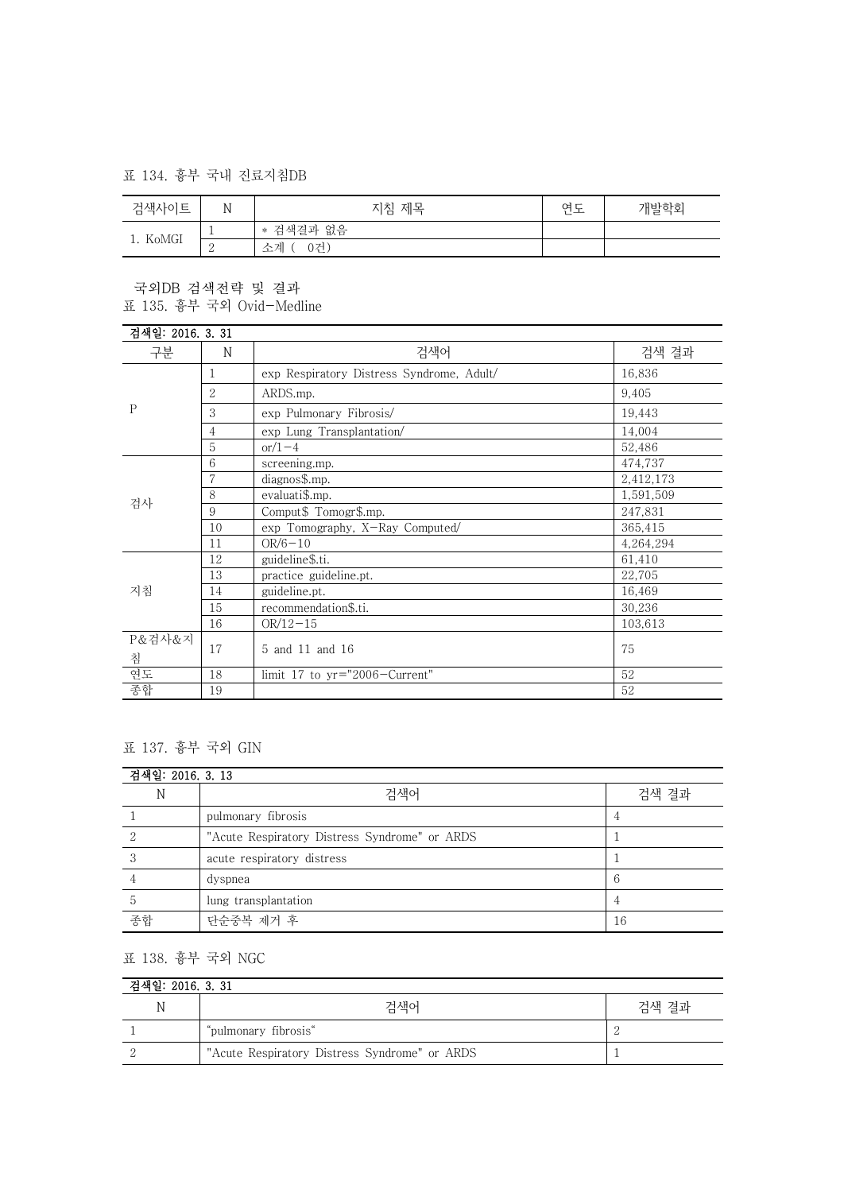표 134. 흉부 국내 진료지침DB

| 검색사이트 | N | 지침 제목 | 연도 | 개발학회 |
|---|---|---|---|---|
| 1. KoMGI | 1 | * 검색결과 없음 | | |
| | 2 | 소계 ( 0건) | | |

국외DB 검색전략 및 결과

표 135. 흉부 국외 Ovid-Medline

검색일: 2016. 3. 31

| 구분 | N | 검색어 | 검색 결과 |
|---|---|---|---|
| P | 1 | exp Respiratory Distress Syndrome, Adult/ | 16,836 |
| | 2 | ARDS.mp. | 9,405 |
| | 3 | exp Pulmonary Fibrosis/ | 19,443 |
| | 4 | exp Lung Transplantation/ | 14,004 |
| | 5 | or/1-4 | 52,486 |
| 검사 | 6 | screening.mp. | 474,737 |
| | 7 | diagnos$.mp. | 2,412,173 |
| | 8 | evaluati$.mp. | 1,591,509 |
| | 9 | Comput$ Tomogr$.mp. | 247,831 |
| | 10 | exp Tomography, X-Ray Computed/ | 365,415 |
| | 11 | OR/6-10 | 4,264,294 |
| 지침 | 12 | guideline$.ti. | 61,410 |
| | 13 | practice guideline.pt. | 22,705 |
| | 14 | guideline.pt. | 16,469 |
| | 15 | recommendation$.ti. | 30,236 |
| | 16 | OR/12-15 | 103,613 |
| P&검사&지침 | 17 | 5 and 11 and 16 | 75 |
| 연도 | 18 | limit 17 to yr="2006-Current" | 52 |
| 종합 | 19 | | 52 |

표 137. 흉부 국외 GIN

검색일: 2016. 3. 13

| N | 검색어 | 검색 결과 |
|---|---|---|
| 1 | pulmonary fibrosis | 4 |
| 2 | "Acute Respiratory Distress Syndrome" or ARDS | 1 |
| 3 | acute respiratory distress | 1 |
| 4 | dyspnea | 6 |
| 5 | lung transplantation | 4 |
| 종합 | 단순중복 제거 후 | 16 |

표 138. 흉부 국외 NGC

검색일: 2016. 3. 31

| N | 검색어 | 검색 결과 |
|---|---|---|
| 1 | "pulmonary fibrosis" | 2 |
| 2 | "Acute Respiratory Distress Syndrome" or ARDS | 1 |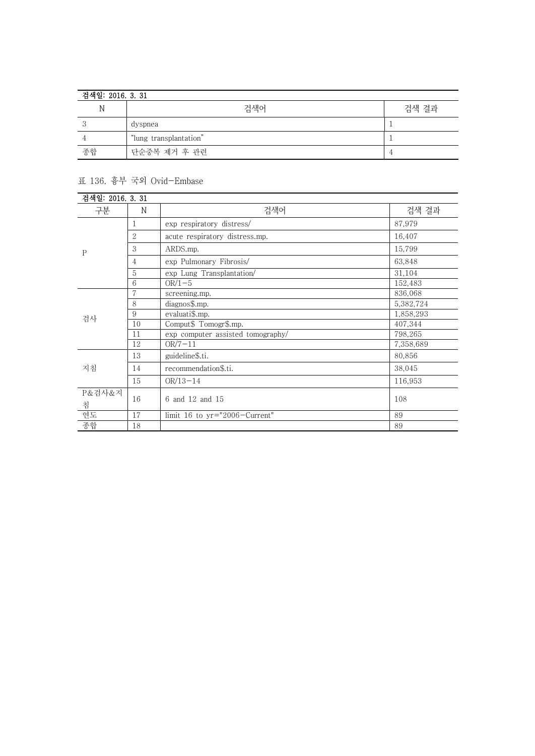| 검색일: 2016. 3. 31 | | |
|---|---|---|
| N | 검색어 | 검색 결과 |
| 3 | dyspnea | 1 |
| 4 | "lung transplantation" | 1 |
| 종합 | 단순중복 제거 후 관련 | 4 |

표 136. 흉부 국외 Ovid-Embase

| 검색일: 2016. 3. 31 | | | |
|---|---|---|---|
| 구분 | N | 검색어 | 검색 결과 |
| P | 1 | exp respiratory distress/ | 87,979 |
| | 2 | acute respiratory distress.mp. | 16,407 |
| | 3 | ARDS.mp. | 15,799 |
| | 4 | exp Pulmonary Fibrosis/ | 63,848 |
| | 5 | exp Lung Transplantation/ | 31,104 |
| | 6 | OR/1-5 | 152,483 |
| 검사 | 7 | screening.mp. | 836,068 |
| | 8 | diagnos$.mp. | 5,382,724 |
| | 9 | evaluati$.mp. | 1,858,293 |
| | 10 | Comput$ Tomogr$.mp. | 407,344 |
| | 11 | exp computer assisted tomography/ | 798,265 |
| | 12 | OR/7-11 | 7,358,689 |
| 지침 | 13 | guideline$.ti. | 80,856 |
| | 14 | recommendation$.ti. | 38,045 |
| | 15 | OR/13-14 | 116,953 |
| P&검사&지침 | 16 | 6 and 12 and 15 | 108 |
| 연도 | 17 | limit 16 to yr="2006-Current" | 89 |
| 종합 | 18 | | 89 |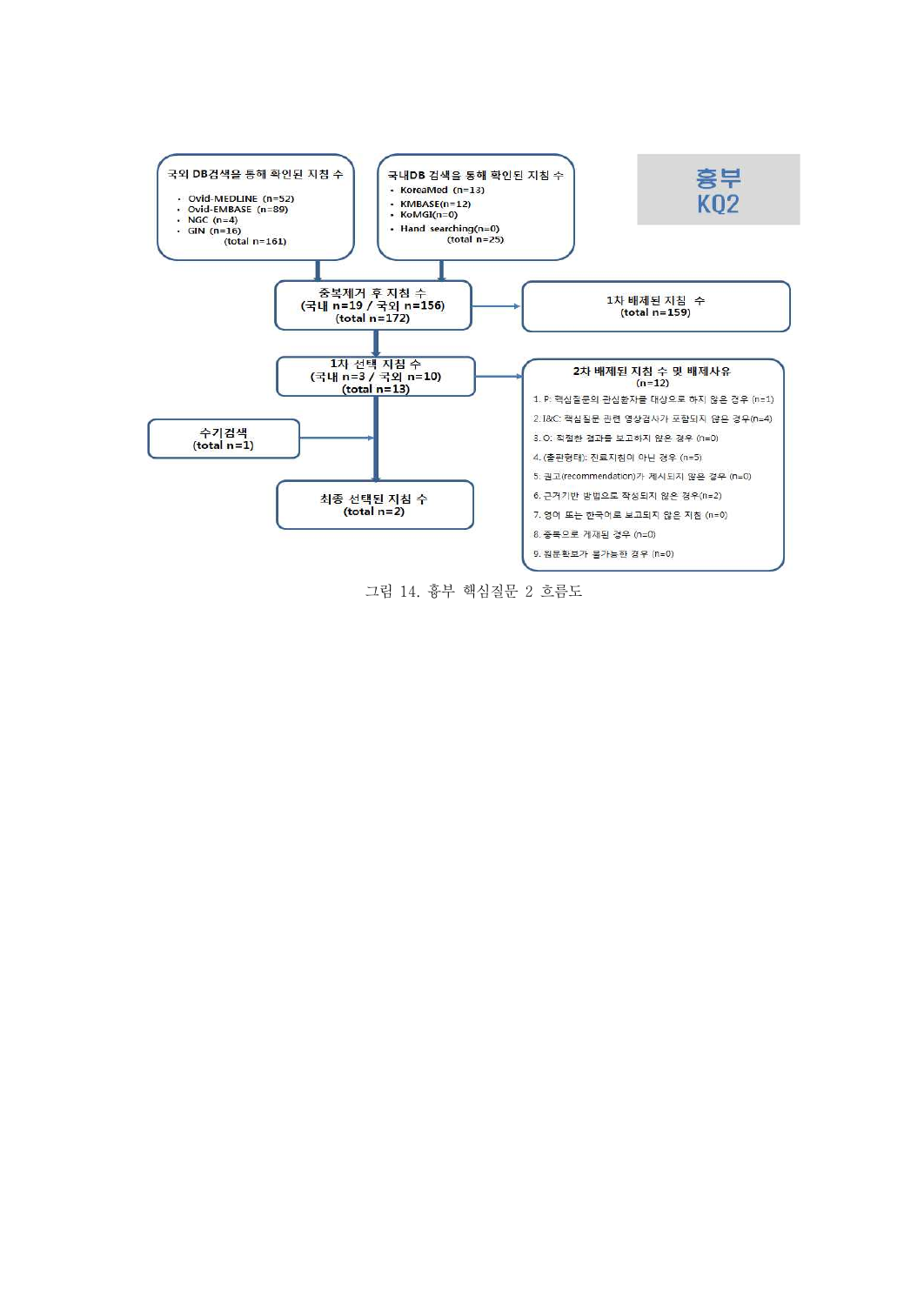흉부
KQ2

국외 DB검색을 통해 확인된 지침 수

- Ovid-MEDLINE (n=52)
- Ovid-EMBASE (n=89)
- NGC (n=4)
- GIN (n=16)

(total n=161)

국내DB 검색을 통해 확인된 지침 수

- KoreaMed (n=13)
- KMBASE(n=12)
- KoMGI(n=0)
- Hand searching(n=0)

(total n=25)

중복제거 후 지침 수
(국내 n=19 / 국외 n=156)
(total n=172)

1차 배제된 지침 수
(total n=159)

1차 선택 지침 수
(국내 n=3 / 국외 n=10)
(total n=13)

2차 배제된 지침 수 및 배제사유
(n=12)

1. P: 핵심질문의 관심환자를 대상으로 하지 않은 경우 (n=1)
2. I&C: 핵심질문 관련 영상검사가 포함되지 않은 경우(n=4)
3. O: 적절한 결과를 보고하지 않은 경우 (n=0)
4. (출판형태): 진료지침이 아닌 경우 (n=5)
5. 권고(recommendation)가 제시되지 않은 경우 (n=0)
6. 근거기반 방법으로 작성되지 않은 경우(n=2)
7. 영어 또는 한국어로 보고되지 않은 지침 (n=0)
8. 중복으로 게재된 경우 (n=0)
9. 원문확보가 불가능한 경우 (n=0)

수기검색
(total n=1)

최종 선택된 지침 수
(total n=2)

그림 14. 흉부 핵심질문 2 흐름도